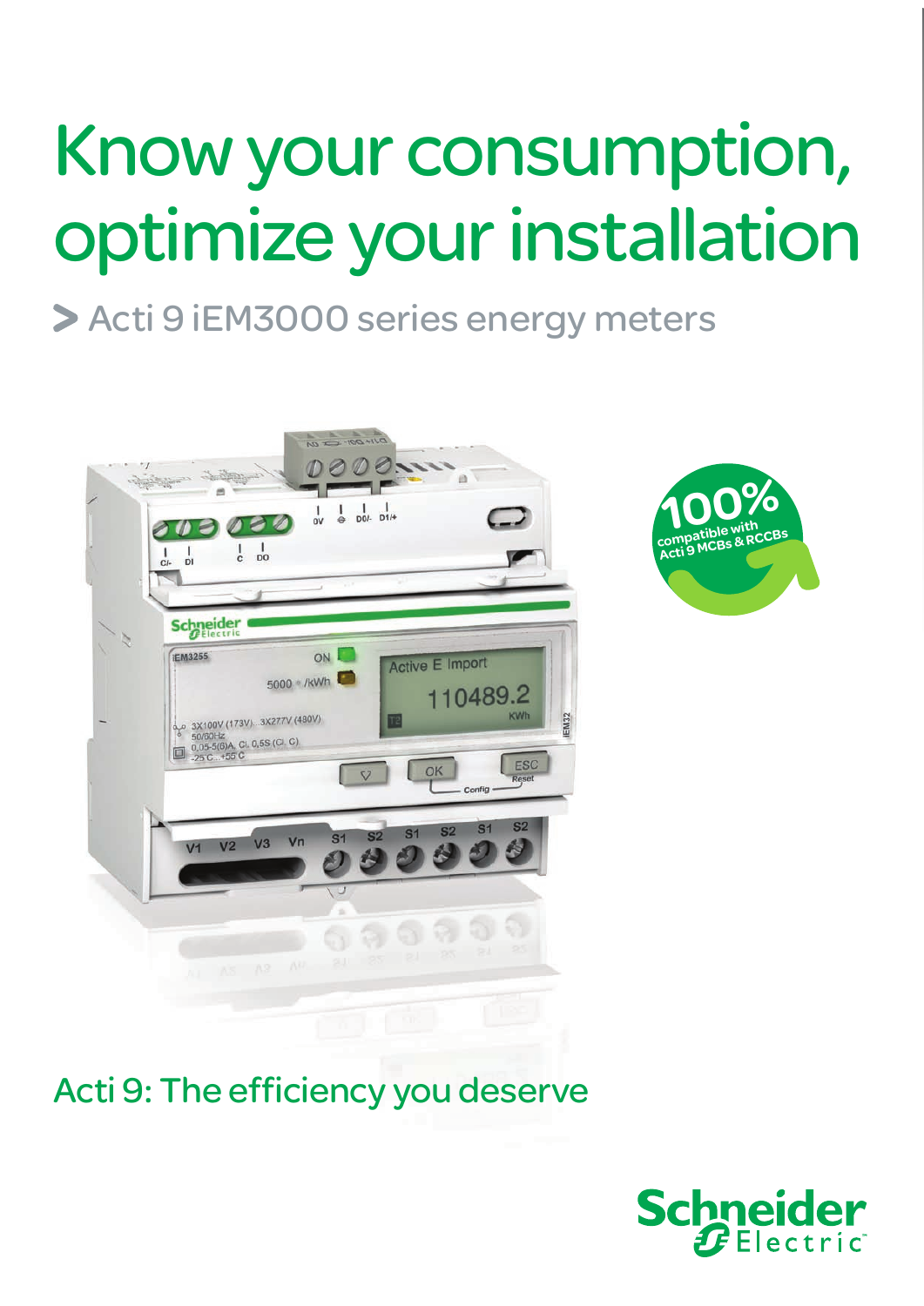# Know your consumption, optimize your installation

> Acti 9 iEM3000 series energy meters

100% compatible with Acti 9 MCBs & RCCBs

Acti 9: The efficiency you deserve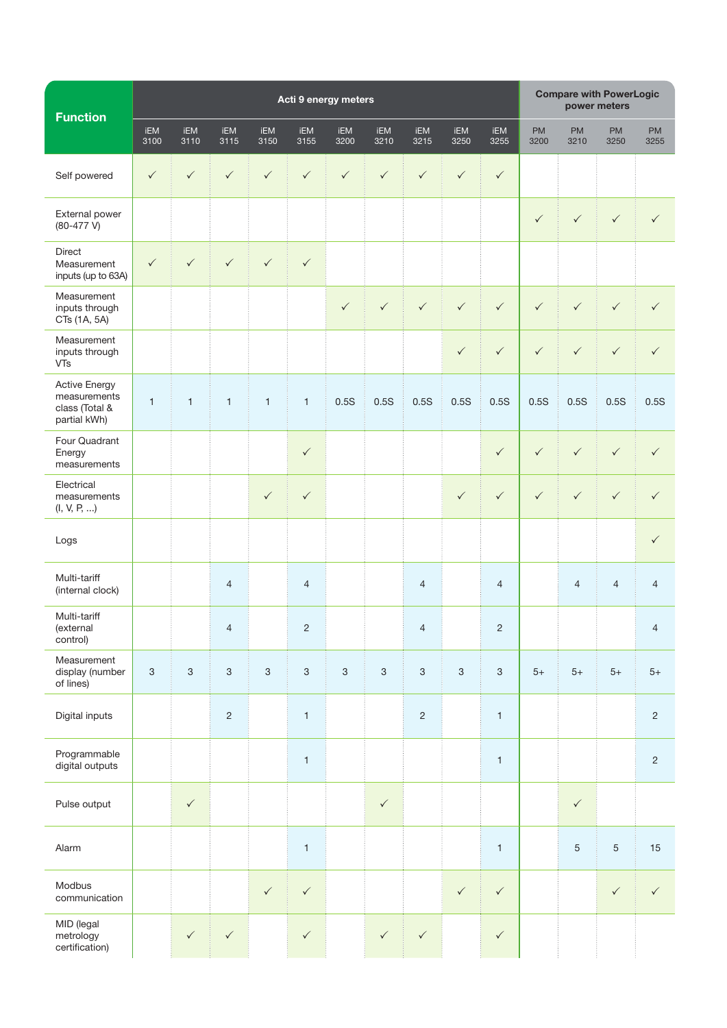| Function | Acti 9 energy meters | | | | | | | | | | Compare with PowerLogic power meters | | | |
|---|---|---|---|---|---|---|---|---|---|---|---|---|---|---|
| | iEM 3100 | iEM 3110 | iEM 3115 | iEM 3150 | iEM 3155 | iEM 3200 | iEM 3210 | iEM 3215 | iEM 3250 | iEM 3255 | PM 3200 | PM 3210 | PM 3250 | PM 3255 |
| Self powered | ✓ | ✓ | ✓ | ✓ | ✓ | ✓ | ✓ | ✓ | ✓ | ✓ | | | | |
| External power (80-477 V) | | | | | | | | | | | ✓ | ✓ | ✓ | ✓ |
| Direct Measurement inputs (up to 63A) | ✓ | ✓ | ✓ | ✓ | ✓ | | | | | | | | | |
| Measurement inputs through CTs (1A, 5A) | | | | | | ✓ | ✓ | ✓ | ✓ | ✓ | ✓ | ✓ | ✓ | ✓ |
| Measurement inputs through VTs | | | | | | | | | ✓ | ✓ | ✓ | ✓ | ✓ | ✓ |
| Active Energy measurements class (Total & partial kWh) | 1 | 1 | 1 | 1 | 1 | 0.5S | 0.5S | 0.5S | 0.5S | 0.5S | 0.5S | 0.5S | 0.5S | 0.5S |
| Four Quadrant Energy measurements | | | | | ✓ | | | | | ✓ | ✓ | ✓ | ✓ | ✓ |
| Electrical measurements (I, V, P, ...) | | | | ✓ | ✓ | | | | ✓ | ✓ | ✓ | ✓ | ✓ | ✓ |
| Logs | | | | | | | | | | | | | | ✓ |
| Multi-tariff (internal clock) | | | 4 | | 4 | | | 4 | | 4 | | 4 | 4 | 4 |
| Multi-tariff (external control) | | | 4 | | 2 | | | 4 | | 2 | | | | 4 |
| Measurement display (number of lines) | 3 | 3 | 3 | 3 | 3 | 3 | 3 | 3 | 3 | 3 | 5+ | 5+ | 5+ | 5+ |
| Digital inputs | | | 2 | | 1 | | | 2 | | 1 | | | | 2 |
| Programmable digital outputs | | | | | 1 | | | | | 1 | | | | 2 |
| Pulse output | | ✓ | | | | | ✓ | | | | | ✓ | | |
| Alarm | | | | | 1 | | | | | 1 | | 5 | 5 | 15 |
| Modbus communication | | | | ✓ | ✓ | | | | ✓ | ✓ | | | ✓ | ✓ |
| MID (legal metrology certification) | | ✓ | ✓ | | ✓ | | ✓ | ✓ | | ✓ | | | | |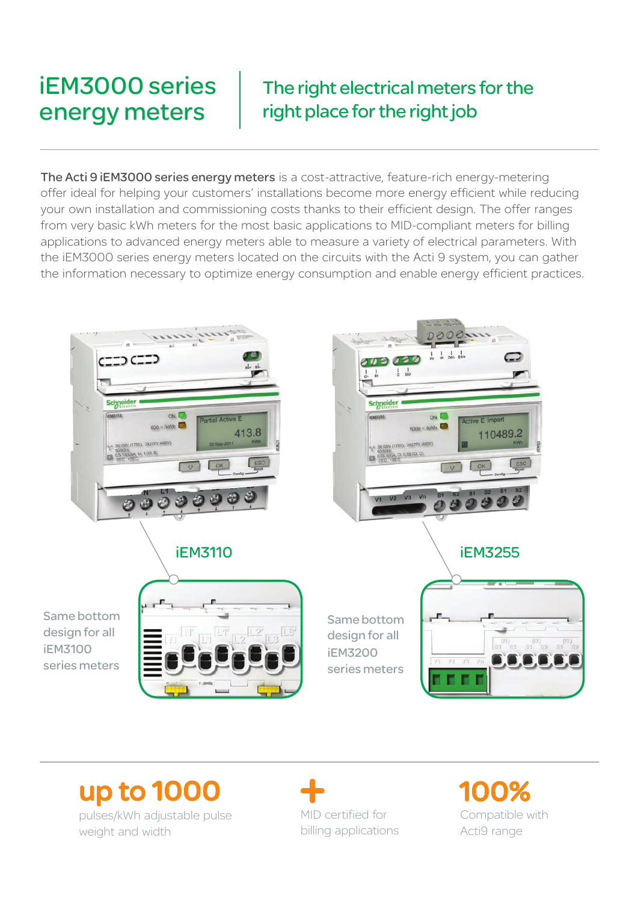# iEM3000 series energy meters

## The right electrical meters for the right place for the right job

**The Acti 9 iEM3000 series energy meters** is a cost-attractive, feature-rich energy-metering offer ideal for helping your customers' installations become more energy efficient while reducing your own installation and commissioning costs thanks to their efficient design. The offer ranges from very basic kWh meters for the most basic applications to MID-compliant meters for billing applications to advanced energy meters able to measure a variety of electrical parameters. With the iEM3000 series energy meters located on the circuits with the Acti 9 system, you can gather the information necessary to optimize energy consumption and enable energy efficient practices.

iEM3110

Same bottom design for all iEM3100 series meters

iEM3255

Same bottom design for all iEM3200 series meters

**up to 1000**

pulses/kWh adjustable pulse weight and width

**+**

MID certified for billing applications

**100%**

Compatible with Acti9 range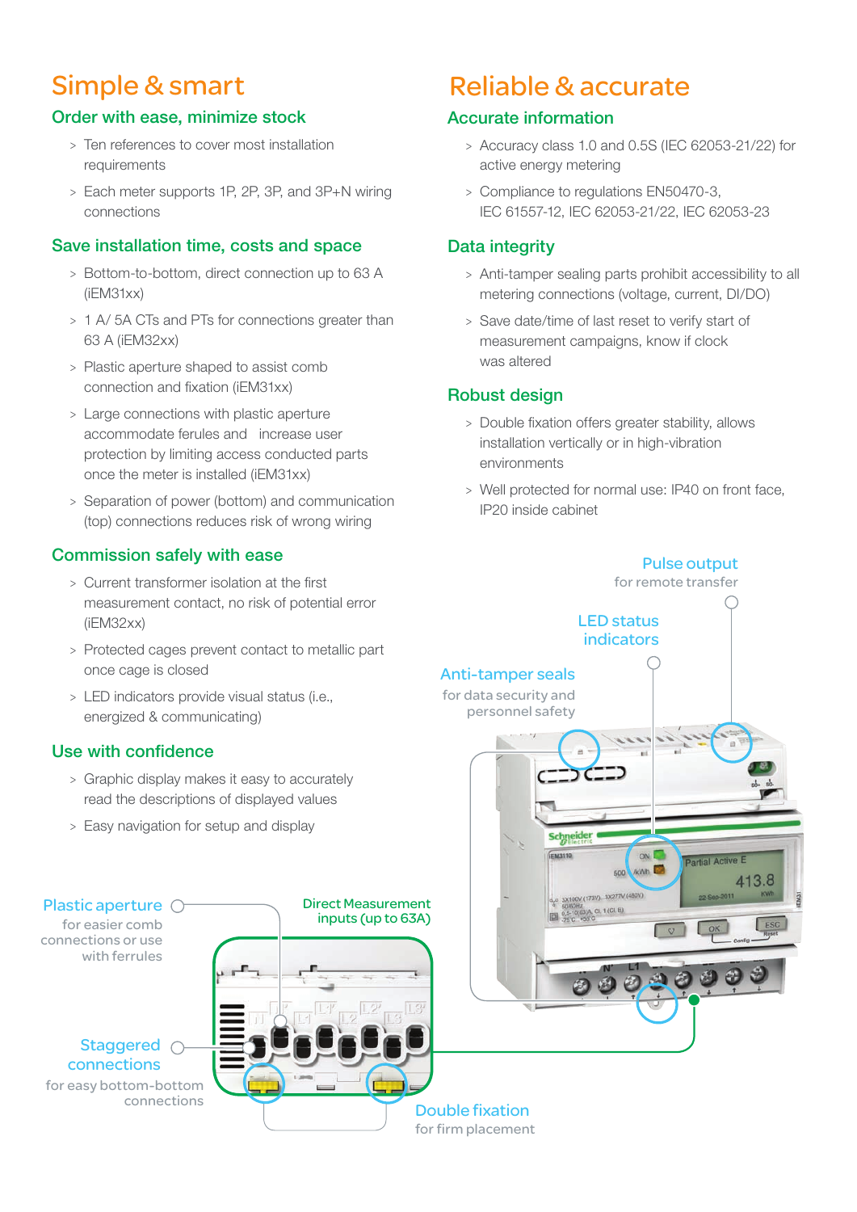# Simple & smart

## Order with ease, minimize stock

- Ten references to cover most installation requirements
- Each meter supports 1P, 2P, 3P, and 3P+N wiring connections

## Save installation time, costs and space

- Bottom-to-bottom, direct connection up to 63 A (iEM31xx)
- 1 A/ 5A CTs and PTs for connections greater than 63 A (iEM32xx)
- Plastic aperture shaped to assist comb connection and fixation (iEM31xx)
- Large connections with plastic aperture accommodate ferules and increase user protection by limiting access conducted parts once the meter is installed (iEM31xx)
- Separation of power (bottom) and communication (top) connections reduces risk of wrong wiring

## Commission safely with ease

- Current transformer isolation at the first measurement contact, no risk of potential error (iEM32xx)
- Protected cages prevent contact to metallic part once cage is closed
- LED indicators provide visual status (i.e., energized & communicating)

## Use with confidence

- Graphic display makes it easy to accurately read the descriptions of displayed values
- Easy navigation for setup and display

# Reliable & accurate

## Accurate information

- Accuracy class 1.0 and 0.5S (IEC 62053-21/22) for active energy metering
- Compliance to regulations EN50470-3, IEC 61557-12, IEC 62053-21/22, IEC 62053-23

## Data integrity

- Anti-tamper sealing parts prohibit accessibility to all metering connections (voltage, current, DI/DO)
- Save date/time of last reset to verify start of measurement campaigns, know if clock was altered

## Robust design

- Double fixation offers greater stability, allows installation vertically or in high-vibration environments
- Well protected for normal use: IP40 on front face, IP20 inside cabinet

**Pulse output** for remote transfer

**LED status indicators**

**Anti-tamper seals** for data security and personnel safety

**Plastic aperture** for easier comb connections or use with ferrules

**Direct Measurement inputs (up to 63A)**

**Staggered connections** for easy bottom-bottom connections

**Double fixation** for firm placement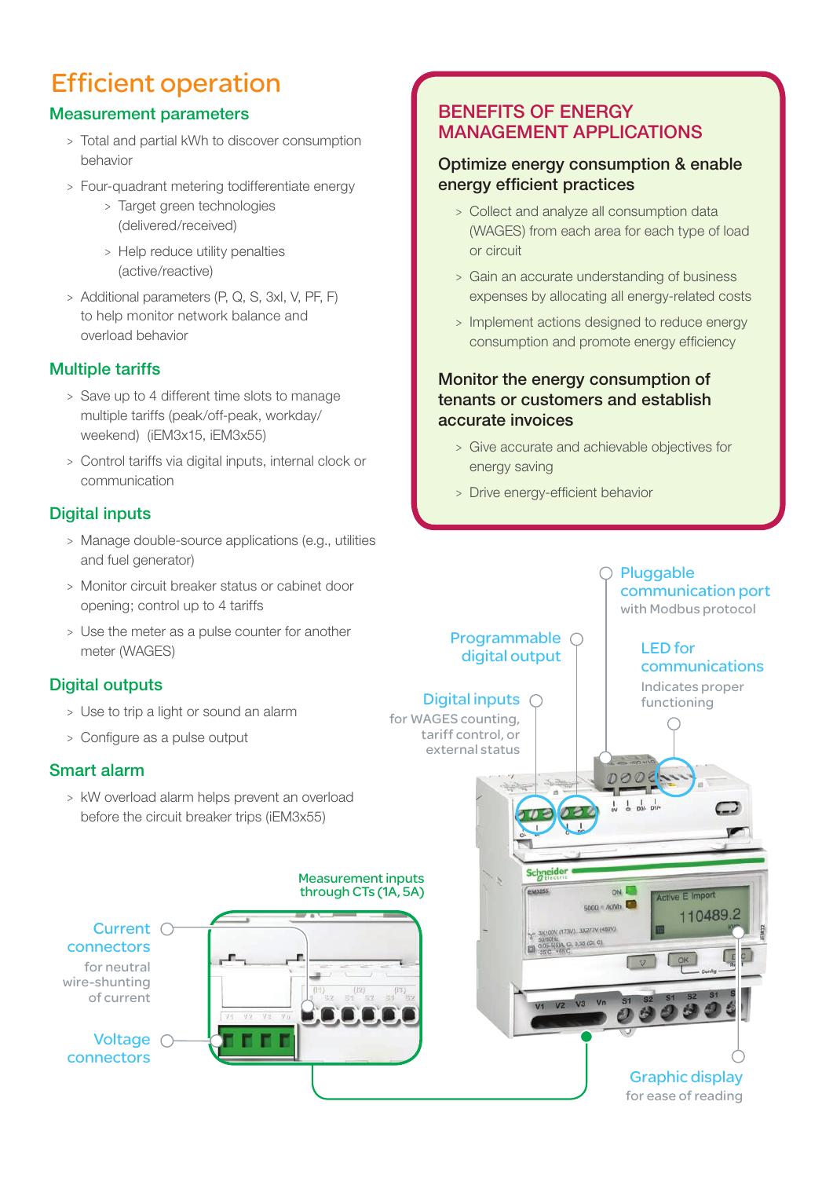# Efficient operation

## Measurement parameters

- Total and partial kWh to discover consumption behavior
- Four-quadrant metering todifferentiate energy
  - Target green technologies (delivered/received)
  - Help reduce utility penalties (active/reactive)
- Additional parameters (P, Q, S, 3xI, V, PF, F) to help monitor network balance and overload behavior

## Multiple tariffs

- Save up to 4 different time slots to manage multiple tariffs (peak/off-peak, workday/ weekend) (iEM3x15, iEM3x55)
- Control tariffs via digital inputs, internal clock or communication

## Digital inputs

- Manage double-source applications (e.g., utilities and fuel generator)
- Monitor circuit breaker status or cabinet door opening; control up to 4 tariffs
- Use the meter as a pulse counter for another meter (WAGES)

## Digital outputs

- Use to trip a light or sound an alarm
- Configure as a pulse output

## Smart alarm

- kW overload alarm helps prevent an overload before the circuit breaker trips (iEM3x55)

## BENEFITS OF ENERGY MANAGEMENT APPLICATIONS

### Optimize energy consumption & enable energy efficient practices

- Collect and analyze all consumption data (WAGES) from each area for each type of load or circuit
- Gain an accurate understanding of business expenses by allocating all energy-related costs
- Implement actions designed to reduce energy consumption and promote energy efficiency

### Monitor the energy consumption of tenants or customers and establish accurate invoices

- Give accurate and achievable objectives for energy saving
- Drive energy-efficient behavior

**Pluggable communication port** with Modbus protocol

**Programmable digital output**

**LED for communications** Indicates proper functioning

**Digital inputs** for WAGES counting, tariff control, or external status

**Measurement inputs through CTs (1A, 5A)**

**Current connectors** for neutral wire-shunting of current

**Voltage connectors**

**Graphic display** for ease of reading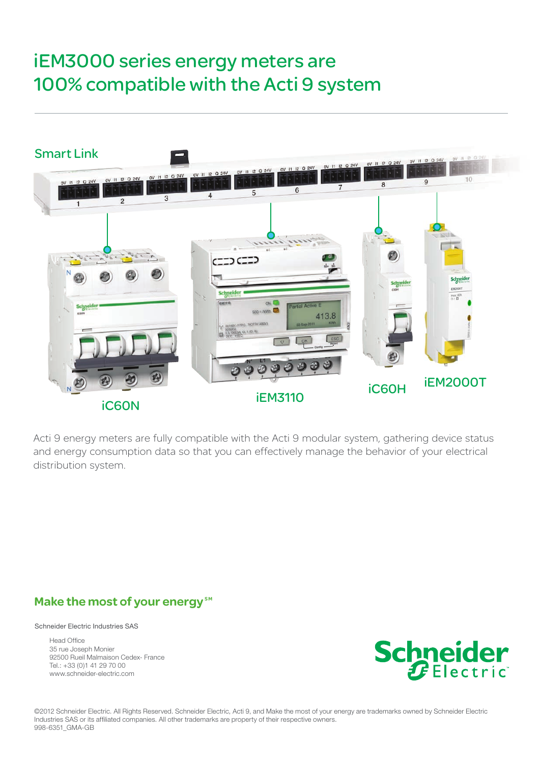# iEM3000 series energy meters are 100% compatible with the Acti 9 system

Smart Link

iC60N

iEM3110

iC60H

iEM2000T

Acti 9 energy meters are fully compatible with the Acti 9 modular system, gathering device status and energy consumption data so that you can effectively manage the behavior of your electrical distribution system.

**Make the most of your energy**SM

Schneider Electric Industries SAS

Head Office
35 rue Joseph Monier
92500 Rueil Malmaison Cedex- France
Tel.: +33 (0)1 41 29 70 00
www.schneider-electric.com

©2012 Schneider Electric. All Rights Reserved. Schneider Electric, Acti 9, and Make the most of your energy are trademarks owned by Schneider Electric Industries SAS or its affiliated companies. All other trademarks are property of their respective owners.
998-6351_GMA-GB